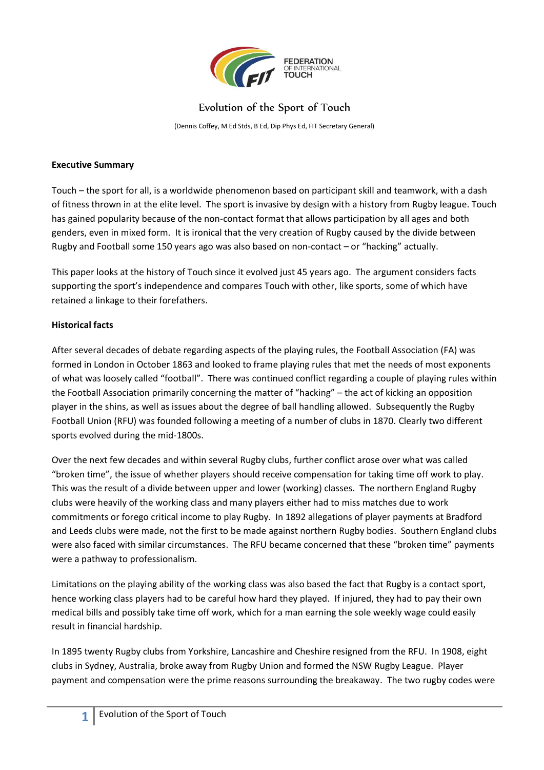FEDERATION OF INTERNATIONAL TOUCH

# Evolution of the Sport of Touch

(Dennis Coffey, M Ed Stds, B Ed, Dip Phys Ed, FIT Secretary General)

**Executive Summary**

Touch – the sport for all, is a worldwide phenomenon based on participant skill and teamwork, with a dash of fitness thrown in at the elite level. The sport is invasive by design with a history from Rugby league. Touch has gained popularity because of the non-contact format that allows participation by all ages and both genders, even in mixed form. It is ironical that the very creation of Rugby caused by the divide between Rugby and Football some 150 years ago was also based on non-contact – or "hacking" actually.

This paper looks at the history of Touch since it evolved just 45 years ago. The argument considers facts supporting the sport's independence and compares Touch with other, like sports, some of which have retained a linkage to their forefathers.

**Historical facts**

After several decades of debate regarding aspects of the playing rules, the Football Association (FA) was formed in London in October 1863 and looked to frame playing rules that met the needs of most exponents of what was loosely called "football". There was continued conflict regarding a couple of playing rules within the Football Association primarily concerning the matter of "hacking" – the act of kicking an opposition player in the shins, as well as issues about the degree of ball handling allowed. Subsequently the Rugby Football Union (RFU) was founded following a meeting of a number of clubs in 1870. Clearly two different sports evolved during the mid-1800s.

Over the next few decades and within several Rugby clubs, further conflict arose over what was called "broken time", the issue of whether players should receive compensation for taking time off work to play. This was the result of a divide between upper and lower (working) classes. The northern England Rugby clubs were heavily of the working class and many players either had to miss matches due to work commitments or forego critical income to play Rugby. In 1892 allegations of player payments at Bradford and Leeds clubs were made, not the first to be made against northern Rugby bodies. Southern England clubs were also faced with similar circumstances. The RFU became concerned that these "broken time" payments were a pathway to professionalism.

Limitations on the playing ability of the working class was also based the fact that Rugby is a contact sport, hence working class players had to be careful how hard they played. If injured, they had to pay their own medical bills and possibly take time off work, which for a man earning the sole weekly wage could easily result in financial hardship.

In 1895 twenty Rugby clubs from Yorkshire, Lancashire and Cheshire resigned from the RFU. In 1908, eight clubs in Sydney, Australia, broke away from Rugby Union and formed the NSW Rugby League. Player payment and compensation were the prime reasons surrounding the breakaway. The two rugby codes were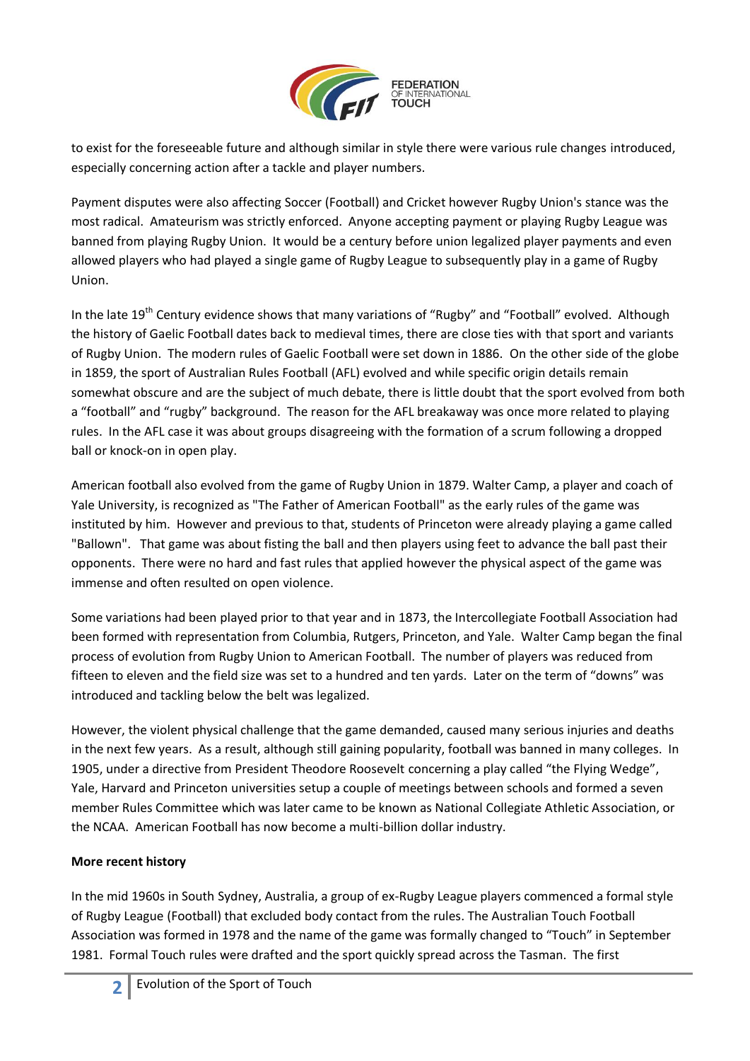to exist for the foreseeable future and although similar in style there were various rule changes introduced, especially concerning action after a tackle and player numbers.

Payment disputes were also affecting Soccer (Football) and Cricket however Rugby Union's stance was the most radical. Amateurism was strictly enforced. Anyone accepting payment or playing Rugby League was banned from playing Rugby Union. It would be a century before union legalized player payments and even allowed players who had played a single game of Rugby League to subsequently play in a game of Rugby Union.

In the late 19th Century evidence shows that many variations of "Rugby" and "Football" evolved. Although the history of Gaelic Football dates back to medieval times, there are close ties with that sport and variants of Rugby Union. The modern rules of Gaelic Football were set down in 1886. On the other side of the globe in 1859, the sport of Australian Rules Football (AFL) evolved and while specific origin details remain somewhat obscure and are the subject of much debate, there is little doubt that the sport evolved from both a "football" and "rugby" background. The reason for the AFL breakaway was once more related to playing rules. In the AFL case it was about groups disagreeing with the formation of a scrum following a dropped ball or knock-on in open play.

American football also evolved from the game of Rugby Union in 1879. Walter Camp, a player and coach of Yale University, is recognized as "The Father of American Football" as the early rules of the game was instituted by him. However and previous to that, students of Princeton were already playing a game called "Ballown". That game was about fisting the ball and then players using feet to advance the ball past their opponents. There were no hard and fast rules that applied however the physical aspect of the game was immense and often resulted on open violence.

Some variations had been played prior to that year and in 1873, the Intercollegiate Football Association had been formed with representation from Columbia, Rutgers, Princeton, and Yale. Walter Camp began the final process of evolution from Rugby Union to American Football. The number of players was reduced from fifteen to eleven and the field size was set to a hundred and ten yards. Later on the term of "downs" was introduced and tackling below the belt was legalized.

However, the violent physical challenge that the game demanded, caused many serious injuries and deaths in the next few years. As a result, although still gaining popularity, football was banned in many colleges. In 1905, under a directive from President Theodore Roosevelt concerning a play called "the Flying Wedge", Yale, Harvard and Princeton universities setup a couple of meetings between schools and formed a seven member Rules Committee which was later came to be known as National Collegiate Athletic Association, or the NCAA. American Football has now become a multi-billion dollar industry.

**More recent history**

In the mid 1960s in South Sydney, Australia, a group of ex-Rugby League players commenced a formal style of Rugby League (Football) that excluded body contact from the rules. The Australian Touch Football Association was formed in 1978 and the name of the game was formally changed to "Touch" in September 1981. Formal Touch rules were drafted and the sport quickly spread across the Tasman. The first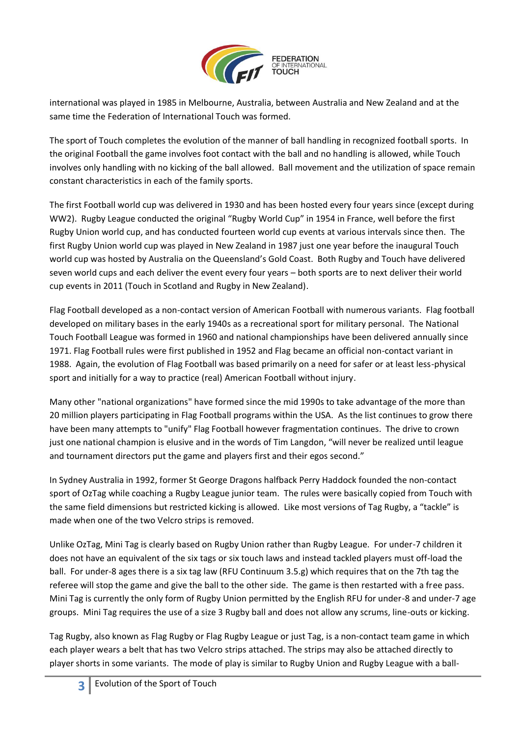international was played in 1985 in Melbourne, Australia, between Australia and New Zealand and at the same time the Federation of International Touch was formed.

The sport of Touch completes the evolution of the manner of ball handling in recognized football sports. In the original Football the game involves foot contact with the ball and no handling is allowed, while Touch involves only handling with no kicking of the ball allowed. Ball movement and the utilization of space remain constant characteristics in each of the family sports.

The first Football world cup was delivered in 1930 and has been hosted every four years since (except during WW2). Rugby League conducted the original "Rugby World Cup" in 1954 in France, well before the first Rugby Union world cup, and has conducted fourteen world cup events at various intervals since then. The first Rugby Union world cup was played in New Zealand in 1987 just one year before the inaugural Touch world cup was hosted by Australia on the Queensland's Gold Coast. Both Rugby and Touch have delivered seven world cups and each deliver the event every four years – both sports are to next deliver their world cup events in 2011 (Touch in Scotland and Rugby in New Zealand).

Flag Football developed as a non-contact version of American Football with numerous variants. Flag football developed on military bases in the early 1940s as a recreational sport for military personal. The National Touch Football League was formed in 1960 and national championships have been delivered annually since 1971. Flag Football rules were first published in 1952 and Flag became an official non-contact variant in 1988. Again, the evolution of Flag Football was based primarily on a need for safer or at least less-physical sport and initially for a way to practice (real) American Football without injury.

Many other "national organizations" have formed since the mid 1990s to take advantage of the more than 20 million players participating in Flag Football programs within the USA. As the list continues to grow there have been many attempts to "unify" Flag Football however fragmentation continues. The drive to crown just one national champion is elusive and in the words of Tim Langdon, "will never be realized until league and tournament directors put the game and players first and their egos second."

In Sydney Australia in 1992, former St George Dragons halfback Perry Haddock founded the non-contact sport of OzTag while coaching a Rugby League junior team. The rules were basically copied from Touch with the same field dimensions but restricted kicking is allowed. Like most versions of Tag Rugby, a "tackle" is made when one of the two Velcro strips is removed.

Unlike OzTag, Mini Tag is clearly based on Rugby Union rather than Rugby League. For under-7 children it does not have an equivalent of the six tags or six touch laws and instead tackled players must off-load the ball. For under-8 ages there is a six tag law (RFU Continuum 3.5.g) which requires that on the 7th tag the referee will stop the game and give the ball to the other side. The game is then restarted with a free pass. Mini Tag is currently the only form of Rugby Union permitted by the English RFU for under-8 and under-7 age groups. Mini Tag requires the use of a size 3 Rugby ball and does not allow any scrums, line-outs or kicking.

Tag Rugby, also known as Flag Rugby or Flag Rugby League or just Tag, is a non-contact team game in which each player wears a belt that has two Velcro strips attached. The strips may also be attached directly to player shorts in some variants. The mode of play is similar to Rugby Union and Rugby League with a ball-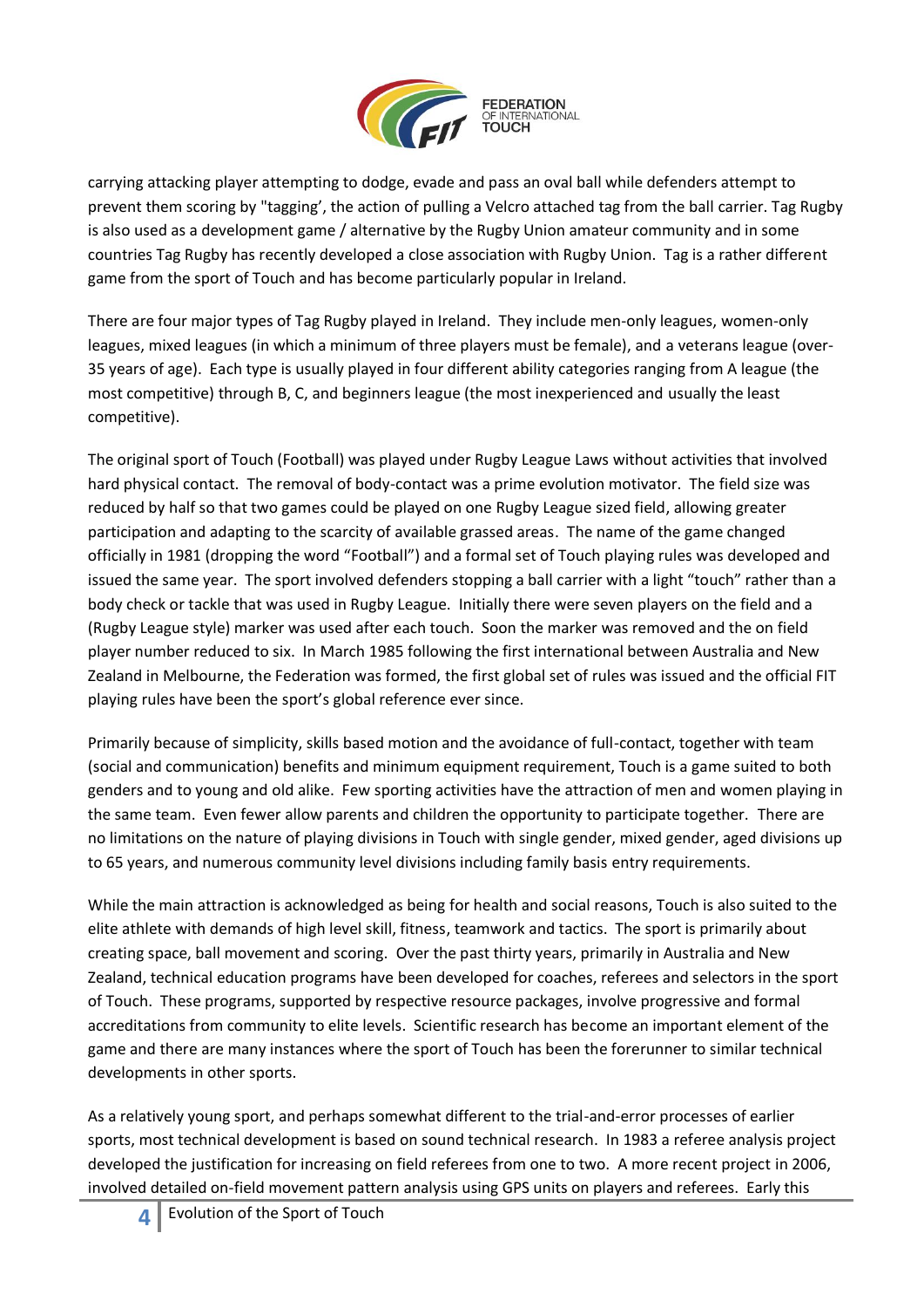carrying attacking player attempting to dodge, evade and pass an oval ball while defenders attempt to prevent them scoring by "tagging', the action of pulling a Velcro attached tag from the ball carrier. Tag Rugby is also used as a development game / alternative by the Rugby Union amateur community and in some countries Tag Rugby has recently developed a close association with Rugby Union. Tag is a rather different game from the sport of Touch and has become particularly popular in Ireland.

There are four major types of Tag Rugby played in Ireland. They include men-only leagues, women-only leagues, mixed leagues (in which a minimum of three players must be female), and a veterans league (over-35 years of age). Each type is usually played in four different ability categories ranging from A league (the most competitive) through B, C, and beginners league (the most inexperienced and usually the least competitive).

The original sport of Touch (Football) was played under Rugby League Laws without activities that involved hard physical contact. The removal of body-contact was a prime evolution motivator. The field size was reduced by half so that two games could be played on one Rugby League sized field, allowing greater participation and adapting to the scarcity of available grassed areas. The name of the game changed officially in 1981 (dropping the word "Football") and a formal set of Touch playing rules was developed and issued the same year. The sport involved defenders stopping a ball carrier with a light "touch" rather than a body check or tackle that was used in Rugby League. Initially there were seven players on the field and a (Rugby League style) marker was used after each touch. Soon the marker was removed and the on field player number reduced to six. In March 1985 following the first international between Australia and New Zealand in Melbourne, the Federation was formed, the first global set of rules was issued and the official FIT playing rules have been the sport's global reference ever since.

Primarily because of simplicity, skills based motion and the avoidance of full-contact, together with team (social and communication) benefits and minimum equipment requirement, Touch is a game suited to both genders and to young and old alike. Few sporting activities have the attraction of men and women playing in the same team. Even fewer allow parents and children the opportunity to participate together. There are no limitations on the nature of playing divisions in Touch with single gender, mixed gender, aged divisions up to 65 years, and numerous community level divisions including family basis entry requirements.

While the main attraction is acknowledged as being for health and social reasons, Touch is also suited to the elite athlete with demands of high level skill, fitness, teamwork and tactics. The sport is primarily about creating space, ball movement and scoring. Over the past thirty years, primarily in Australia and New Zealand, technical education programs have been developed for coaches, referees and selectors in the sport of Touch. These programs, supported by respective resource packages, involve progressive and formal accreditations from community to elite levels. Scientific research has become an important element of the game and there are many instances where the sport of Touch has been the forerunner to similar technical developments in other sports.

As a relatively young sport, and perhaps somewhat different to the trial-and-error processes of earlier sports, most technical development is based on sound technical research. In 1983 a referee analysis project developed the justification for increasing on field referees from one to two. A more recent project in 2006, involved detailed on-field movement pattern analysis using GPS units on players and referees. Early this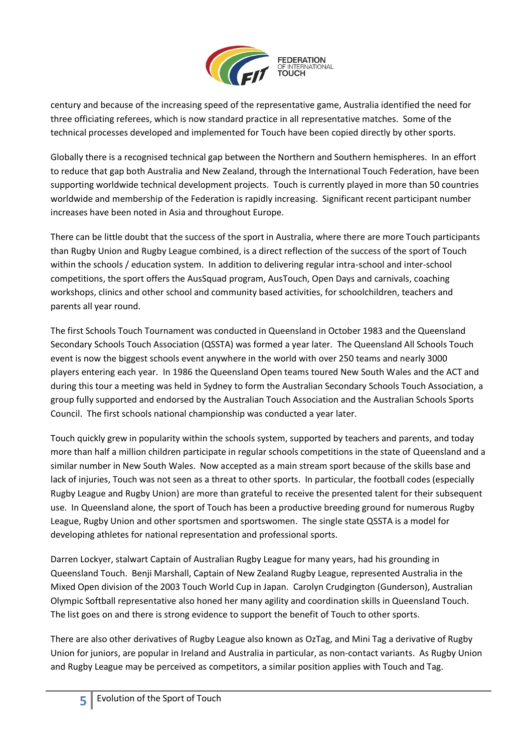century and because of the increasing speed of the representative game, Australia identified the need for three officiating referees, which is now standard practice in all representative matches. Some of the technical processes developed and implemented for Touch have been copied directly by other sports.

Globally there is a recognised technical gap between the Northern and Southern hemispheres. In an effort to reduce that gap both Australia and New Zealand, through the International Touch Federation, have been supporting worldwide technical development projects. Touch is currently played in more than 50 countries worldwide and membership of the Federation is rapidly increasing. Significant recent participant number increases have been noted in Asia and throughout Europe.

There can be little doubt that the success of the sport in Australia, where there are more Touch participants than Rugby Union and Rugby League combined, is a direct reflection of the success of the sport of Touch within the schools / education system. In addition to delivering regular intra-school and inter-school competitions, the sport offers the AusSquad program, AusTouch, Open Days and carnivals, coaching workshops, clinics and other school and community based activities, for schoolchildren, teachers and parents all year round.

The first Schools Touch Tournament was conducted in Queensland in October 1983 and the Queensland Secondary Schools Touch Association (QSSTA) was formed a year later. The Queensland All Schools Touch event is now the biggest schools event anywhere in the world with over 250 teams and nearly 3000 players entering each year. In 1986 the Queensland Open teams toured New South Wales and the ACT and during this tour a meeting was held in Sydney to form the Australian Secondary Schools Touch Association, a group fully supported and endorsed by the Australian Touch Association and the Australian Schools Sports Council. The first schools national championship was conducted a year later.

Touch quickly grew in popularity within the schools system, supported by teachers and parents, and today more than half a million children participate in regular schools competitions in the state of Queensland and a similar number in New South Wales. Now accepted as a main stream sport because of the skills base and lack of injuries, Touch was not seen as a threat to other sports. In particular, the football codes (especially Rugby League and Rugby Union) are more than grateful to receive the presented talent for their subsequent use. In Queensland alone, the sport of Touch has been a productive breeding ground for numerous Rugby League, Rugby Union and other sportsmen and sportswomen. The single state QSSTA is a model for developing athletes for national representation and professional sports.

Darren Lockyer, stalwart Captain of Australian Rugby League for many years, had his grounding in Queensland Touch. Benji Marshall, Captain of New Zealand Rugby League, represented Australia in the Mixed Open division of the 2003 Touch World Cup in Japan. Carolyn Crudgington (Gunderson), Australian Olympic Softball representative also honed her many agility and coordination skills in Queensland Touch. The list goes on and there is strong evidence to support the benefit of Touch to other sports.

There are also other derivatives of Rugby League also known as OzTag, and Mini Tag a derivative of Rugby Union for juniors, are popular in Ireland and Australia in particular, as non-contact variants. As Rugby Union and Rugby League may be perceived as competitors, a similar position applies with Touch and Tag.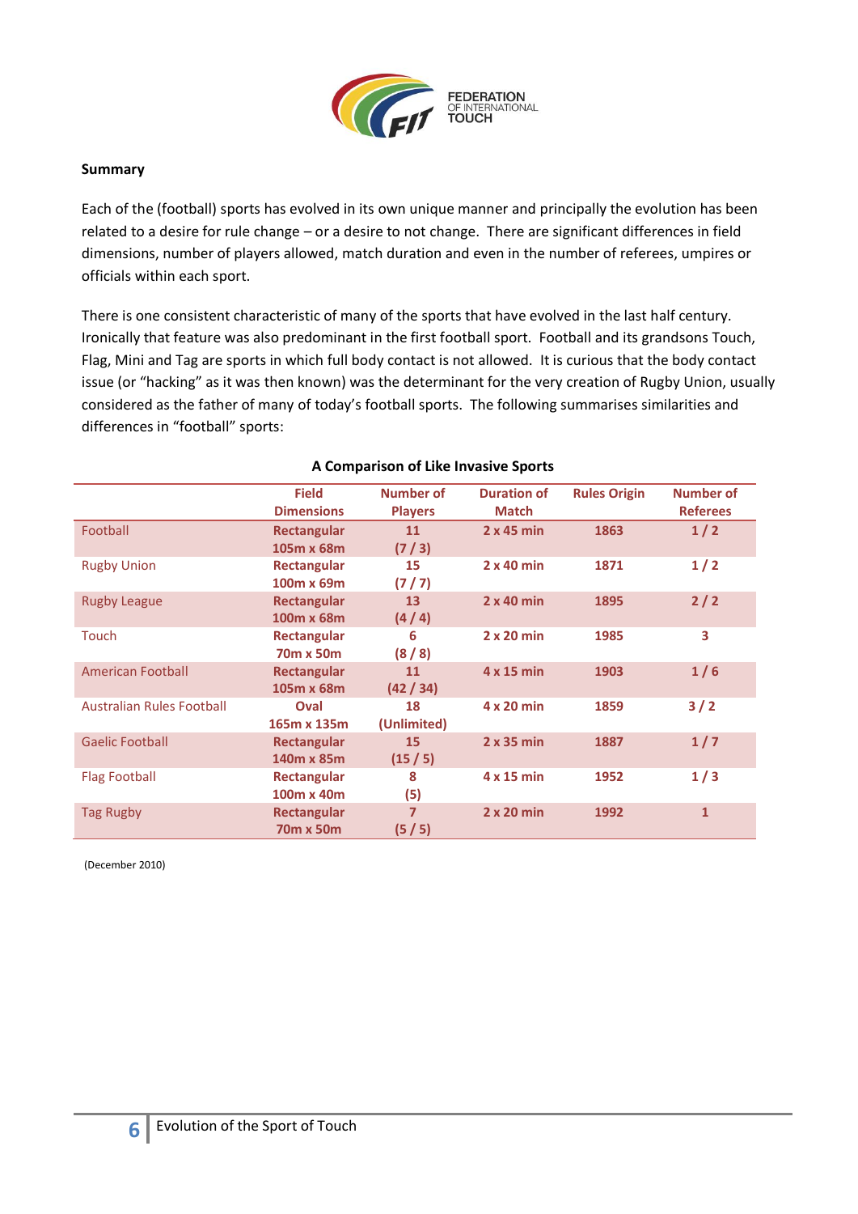**Summary**

Each of the (football) sports has evolved in its own unique manner and principally the evolution has been related to a desire for rule change – or a desire to not change. There are significant differences in field dimensions, number of players allowed, match duration and even in the number of referees, umpires or officials within each sport.

There is one consistent characteristic of many of the sports that have evolved in the last half century. Ironically that feature was also predominant in the first football sport. Football and its grandsons Touch, Flag, Mini and Tag are sports in which full body contact is not allowed. It is curious that the body contact issue (or "hacking" as it was then known) was the determinant for the very creation of Rugby Union, usually considered as the father of many of today's football sports. The following summarises similarities and differences in "football" sports:

**A Comparison of Like Invasive Sports**

| | Field Dimensions | Number of Players | Duration of Match | Rules Origin | Number of Referees |
|---|---|---|---|---|---|
| Football | Rectangular 105m x 68m | 11 (7 / 3) | 2 x 45 min | 1863 | 1 / 2 |
| Rugby Union | Rectangular 100m x 69m | 15 (7 / 7) | 2 x 40 min | 1871 | 1 / 2 |
| Rugby League | Rectangular 100m x 68m | 13 (4 / 4) | 2 x 40 min | 1895 | 2 / 2 |
| Touch | Rectangular 70m x 50m | 6 (8 / 8) | 2 x 20 min | 1985 | 3 |
| American Football | Rectangular 105m x 68m | 11 (42 / 34) | 4 x 15 min | 1903 | 1 / 6 |
| Australian Rules Football | Oval 165m x 135m | 18 (Unlimited) | 4 x 20 min | 1859 | 3 / 2 |
| Gaelic Football | Rectangular 140m x 85m | 15 (15 / 5) | 2 x 35 min | 1887 | 1 / 7 |
| Flag Football | Rectangular 100m x 40m | 8 (5) | 4 x 15 min | 1952 | 1 / 3 |
| Tag Rugby | Rectangular 70m x 50m | 7 (5 / 5) | 2 x 20 min | 1992 | 1 |

(December 2010)